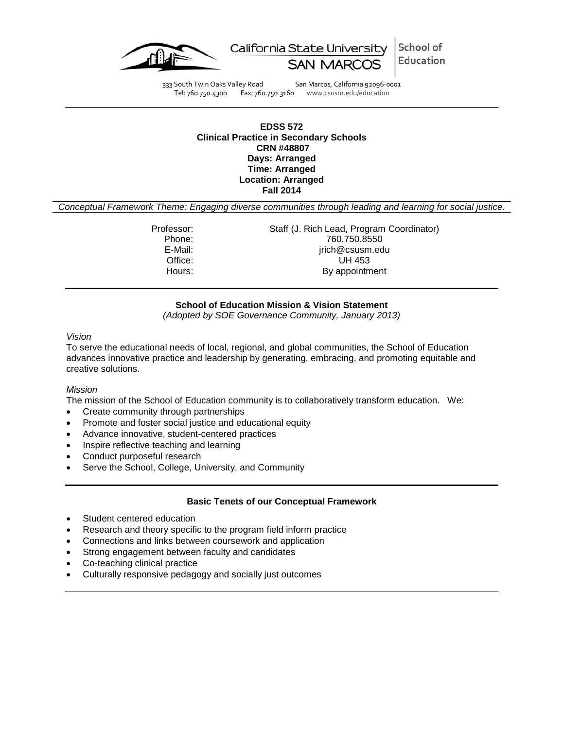California State University SAN MARCOS | School of Education

333 South Twin Oaks Valley Road San Marcos, California 92096-0001
Tel: 760.750.4300 Fax: 760.750.3160 www.csusm.edu/education

---

**EDSS 572**
**Clinical Practice in Secondary Schools**
**CRN #48807**
**Days: Arranged**
**Time: Arranged**
**Location: Arranged**
**Fall 2014**

*Conceptual Framework Theme: Engaging diverse communities through leading and learning for social justice.*

Professor: Staff (J. Rich Lead, Program Coordinator)
Phone: 760.750.8550
E-Mail: jrich@csusm.edu
Office: UH 453
Hours: By appointment

---

**School of Education Mission & Vision Statement**
*(Adopted by SOE Governance Community, January 2013)*

*Vision*
To serve the educational needs of local, regional, and global communities, the School of Education advances innovative practice and leadership by generating, embracing, and promoting equitable and creative solutions.

*Mission*
The mission of the School of Education community is to collaboratively transform education. We:

- Create community through partnerships
- Promote and foster social justice and educational equity
- Advance innovative, student-centered practices
- Inspire reflective teaching and learning
- Conduct purposeful research
- Serve the School, College, University, and Community

---

**Basic Tenets of our Conceptual Framework**

- Student centered education
- Research and theory specific to the program field inform practice
- Connections and links between coursework and application
- Strong engagement between faculty and candidates
- Co-teaching clinical practice
- Culturally responsive pedagogy and socially just outcomes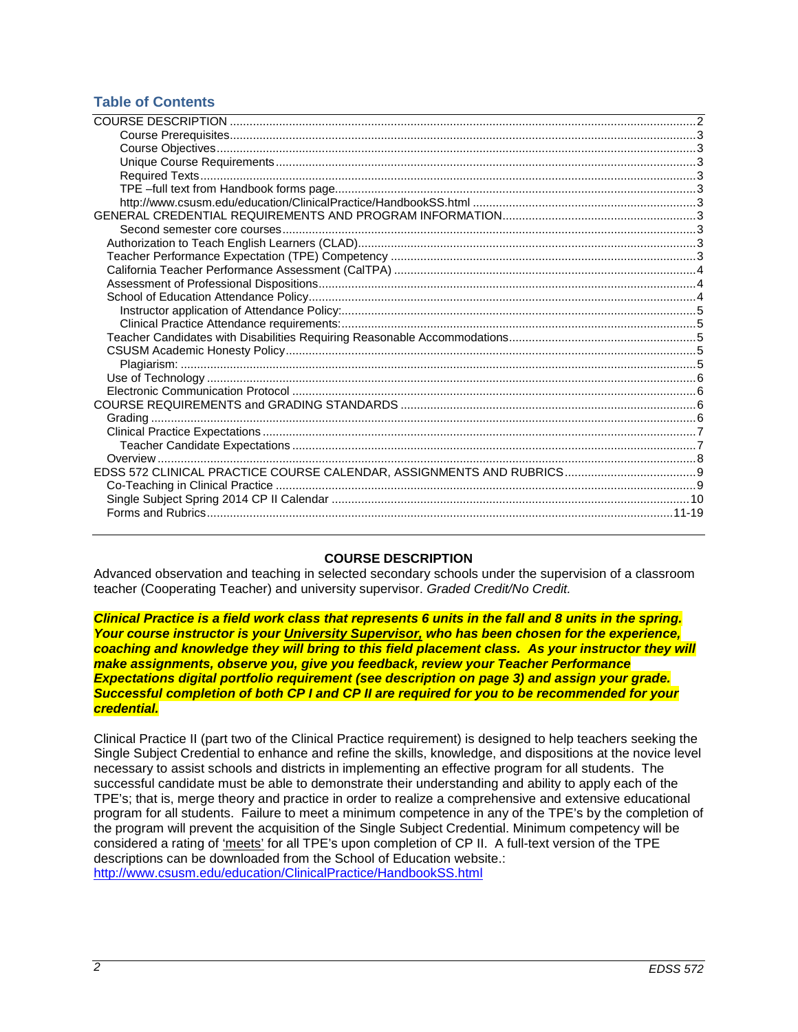## Table of Contents

COURSE DESCRIPTION ........................................................ 2
- Course Prerequisites ........................................................ 3
- Course Objectives ........................................................ 3
- Unique Course Requirements ........................................................ 3
- Required Texts ........................................................ 3
- TPE –full text from Handbook forms page ........................................................ 3
- http://www.csusm.edu/education/ClinicalPractice/HandbookSS.html ........................................................ 3

GENERAL CREDENTIAL REQUIREMENTS AND PROGRAM INFORMATION ........................................................ 3
- Second semester core courses ........................................................ 3
- Authorization to Teach English Learners (CLAD) ........................................................ 3
- Teacher Performance Expectation (TPE) Competency ........................................................ 3
- California Teacher Performance Assessment (CalTPA) ........................................................ 4
- Assessment of Professional Dispositions ........................................................ 4
- School of Education Attendance Policy ........................................................ 4
  - Instructor application of Attendance Policy: ........................................................ 5
  - Clinical Practice Attendance requirements: ........................................................ 5
- Teacher Candidates with Disabilities Requiring Reasonable Accommodations ........................................................ 5
- CSUSM Academic Honesty Policy ........................................................ 5
  - Plagiarism: ........................................................ 5
- Use of Technology ........................................................ 6
- Electronic Communication Protocol ........................................................ 6

COURSE REQUIREMENTS and GRADING STANDARDS ........................................................ 6
- Grading ........................................................ 6
- Clinical Practice Expectations ........................................................ 7
  - Teacher Candidate Expectations ........................................................ 7
- Overview ........................................................ 8

EDSS 572 CLINICAL PRACTICE COURSE CALENDAR, ASSIGNMENTS AND RUBRICS ........................................................ 9
- Co-Teaching in Clinical Practice ........................................................ 9
- Single Subject Spring 2014 CP II Calendar ........................................................ 10
- Forms and Rubrics ........................................................ 11-19

## COURSE DESCRIPTION

Advanced observation and teaching in selected secondary schools under the supervision of a classroom teacher (Cooperating Teacher) and university supervisor. *Graded Credit/No Credit.*

***Clinical Practice is a field work class that represents 6 units in the fall and 8 units in the spring. Your course instructor is your University Supervisor, who has been chosen for the experience, coaching and knowledge they will bring to this field placement class. As your instructor they will make assignments, observe you, give you feedback, review your Teacher Performance Expectations digital portfolio requirement (see description on page 3) and assign your grade. Successful completion of both CP I and CP II are required for you to be recommended for your credential.***

Clinical Practice II (part two of the Clinical Practice requirement) is designed to help teachers seeking the Single Subject Credential to enhance and refine the skills, knowledge, and dispositions at the novice level necessary to assist schools and districts in implementing an effective program for all students. The successful candidate must be able to demonstrate their understanding and ability to apply each of the TPE's; that is, merge theory and practice in order to realize a comprehensive and extensive educational program for all students. Failure to meet a minimum competence in any of the TPE's by the completion of the program will prevent the acquisition of the Single Subject Credential. Minimum competency will be considered a rating of 'meets' for all TPE's upon completion of CP II. A full-text version of the TPE descriptions can be downloaded from the School of Education website.:
http://www.csusm.edu/education/ClinicalPractice/HandbookSS.html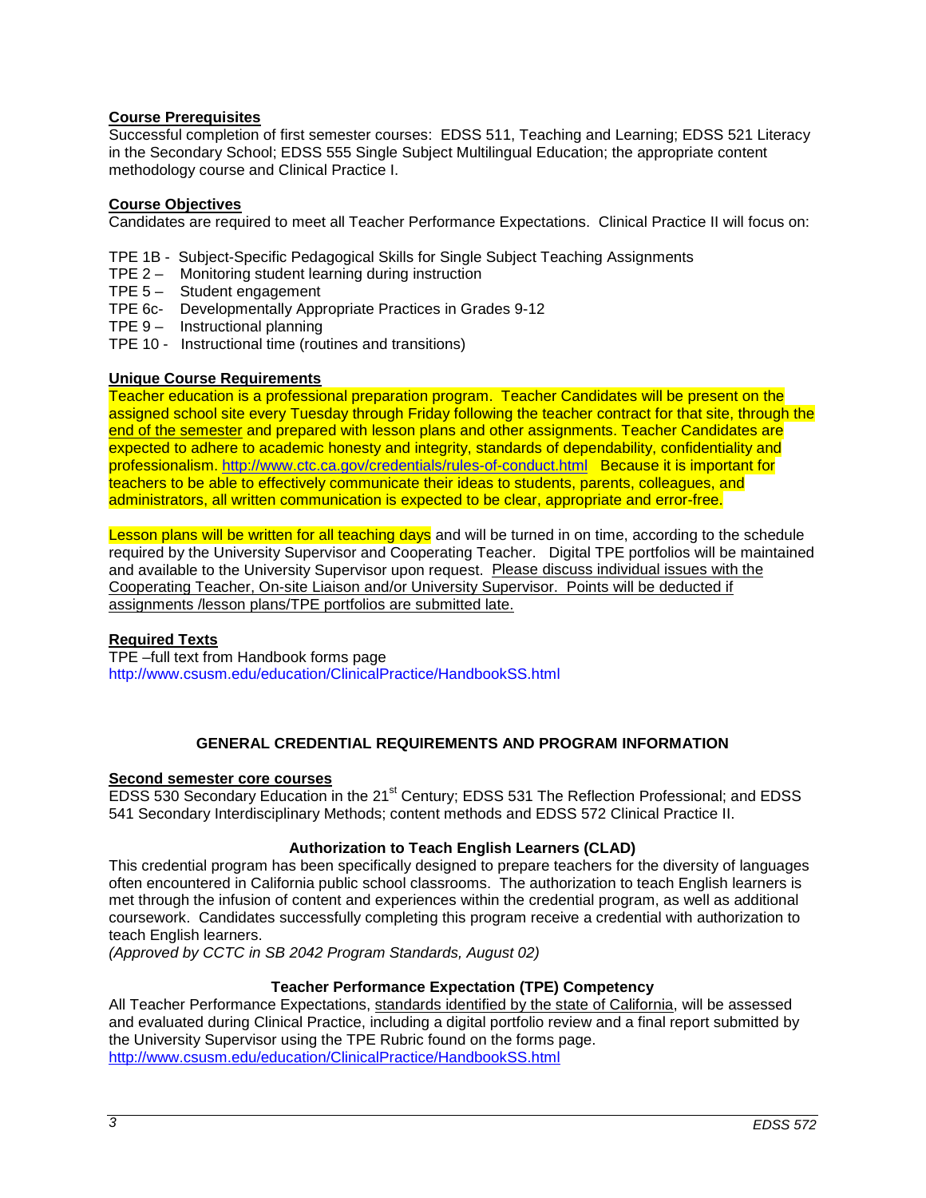**Course Prerequisites**

Successful completion of first semester courses: EDSS 511, Teaching and Learning; EDSS 521 Literacy in the Secondary School; EDSS 555 Single Subject Multilingual Education; the appropriate content methodology course and Clinical Practice I.

**Course Objectives**

Candidates are required to meet all Teacher Performance Expectations. Clinical Practice II will focus on:

TPE 1B - Subject-Specific Pedagogical Skills for Single Subject Teaching Assignments
TPE 2 – Monitoring student learning during instruction
TPE 5 – Student engagement
TPE 6c- Developmentally Appropriate Practices in Grades 9-12
TPE 9 – Instructional planning
TPE 10 - Instructional time (routines and transitions)

**Unique Course Requirements**

Teacher education is a professional preparation program. Teacher Candidates will be present on the assigned school site every Tuesday through Friday following the teacher contract for that site, through the end of the semester and prepared with lesson plans and other assignments. Teacher Candidates are expected to adhere to academic honesty and integrity, standards of dependability, confidentiality and professionalism. http://www.ctc.ca.gov/credentials/rules-of-conduct.html Because it is important for teachers to be able to effectively communicate their ideas to students, parents, colleagues, and administrators, all written communication is expected to be clear, appropriate and error-free.

Lesson plans will be written for all teaching days and will be turned in on time, according to the schedule required by the University Supervisor and Cooperating Teacher. Digital TPE portfolios will be maintained and available to the University Supervisor upon request. Please discuss individual issues with the Cooperating Teacher, On-site Liaison and/or University Supervisor. Points will be deducted if assignments /lesson plans/TPE portfolios are submitted late.

**Required Texts**

TPE –full text from Handbook forms page
http://www.csusm.edu/education/ClinicalPractice/HandbookSS.html

## GENERAL CREDENTIAL REQUIREMENTS AND PROGRAM INFORMATION

**Second semester core courses**

EDSS 530 Secondary Education in the 21st Century; EDSS 531 The Reflection Professional; and EDSS 541 Secondary Interdisciplinary Methods; content methods and EDSS 572 Clinical Practice II.

### Authorization to Teach English Learners (CLAD)

This credential program has been specifically designed to prepare teachers for the diversity of languages often encountered in California public school classrooms. The authorization to teach English learners is met through the infusion of content and experiences within the credential program, as well as additional coursework. Candidates successfully completing this program receive a credential with authorization to teach English learners.
*(Approved by CCTC in SB 2042 Program Standards, August 02)*

### Teacher Performance Expectation (TPE) Competency

All Teacher Performance Expectations, standards identified by the state of California, will be assessed and evaluated during Clinical Practice, including a digital portfolio review and a final report submitted by the University Supervisor using the TPE Rubric found on the forms page.
http://www.csusm.edu/education/ClinicalPractice/HandbookSS.html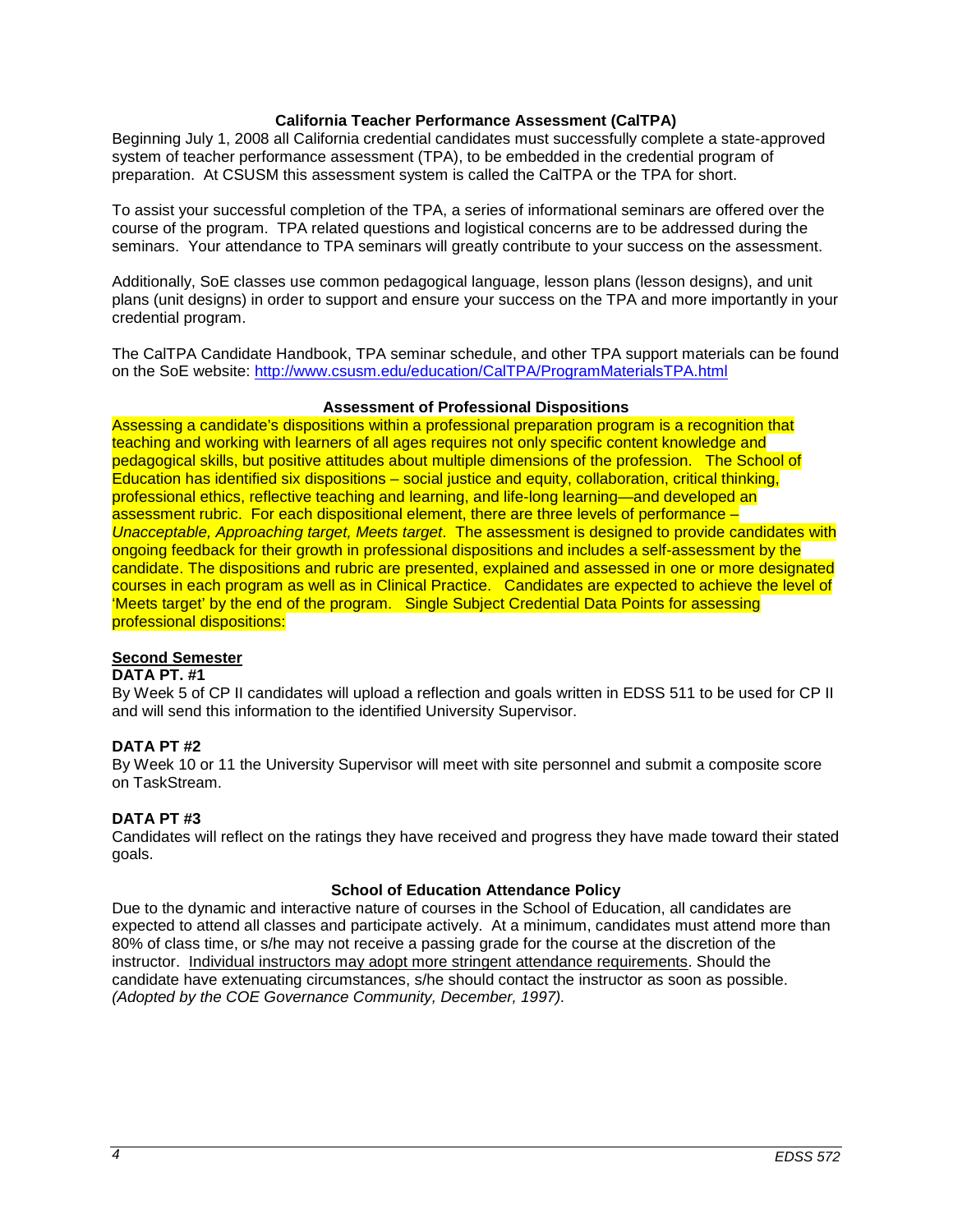### California Teacher Performance Assessment (CalTPA)

Beginning July 1, 2008 all California credential candidates must successfully complete a state-approved system of teacher performance assessment (TPA), to be embedded in the credential program of preparation. At CSUSM this assessment system is called the CalTPA or the TPA for short.

To assist your successful completion of the TPA, a series of informational seminars are offered over the course of the program. TPA related questions and logistical concerns are to be addressed during the seminars. Your attendance to TPA seminars will greatly contribute to your success on the assessment.

Additionally, SoE classes use common pedagogical language, lesson plans (lesson designs), and unit plans (unit designs) in order to support and ensure your success on the TPA and more importantly in your credential program.

The CalTPA Candidate Handbook, TPA seminar schedule, and other TPA support materials can be found on the SoE website: http://www.csusm.edu/education/CalTPA/ProgramMaterialsTPA.html

### Assessment of Professional Dispositions

Assessing a candidate's dispositions within a professional preparation program is a recognition that teaching and working with learners of all ages requires not only specific content knowledge and pedagogical skills, but positive attitudes about multiple dimensions of the profession. The School of Education has identified six dispositions – social justice and equity, collaboration, critical thinking, professional ethics, reflective teaching and learning, and life-long learning—and developed an assessment rubric. For each dispositional element, there are three levels of performance – *Unacceptable, Approaching target, Meets target*. The assessment is designed to provide candidates with ongoing feedback for their growth in professional dispositions and includes a self-assessment by the candidate. The dispositions and rubric are presented, explained and assessed in one or more designated courses in each program as well as in Clinical Practice. Candidates are expected to achieve the level of 'Meets target' by the end of the program. Single Subject Credential Data Points for assessing professional dispositions:

**Second Semester**

**DATA PT. #1**
By Week 5 of CP II candidates will upload a reflection and goals written in EDSS 511 to be used for CP II and will send this information to the identified University Supervisor.

**DATA PT #2**
By Week 10 or 11 the University Supervisor will meet with site personnel and submit a composite score on TaskStream.

**DATA PT #3**
Candidates will reflect on the ratings they have received and progress they have made toward their stated goals.

### School of Education Attendance Policy

Due to the dynamic and interactive nature of courses in the School of Education, all candidates are expected to attend all classes and participate actively. At a minimum, candidates must attend more than 80% of class time, or s/he may not receive a passing grade for the course at the discretion of the instructor. Individual instructors may adopt more stringent attendance requirements. Should the candidate have extenuating circumstances, s/he should contact the instructor as soon as possible. *(Adopted by the COE Governance Community, December, 1997).*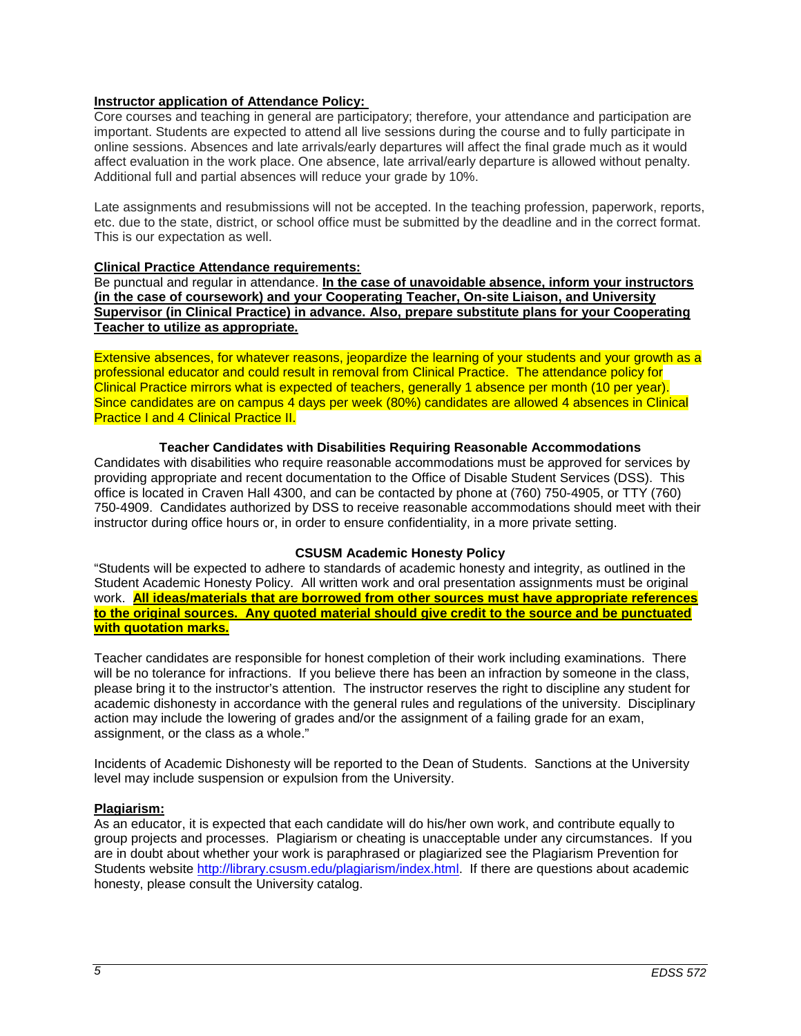**Instructor application of Attendance Policy:**

Core courses and teaching in general are participatory; therefore, your attendance and participation are important. Students are expected to attend all live sessions during the course and to fully participate in online sessions. Absences and late arrivals/early departures will affect the final grade much as it would affect evaluation in the work place. One absence, late arrival/early departure is allowed without penalty. Additional full and partial absences will reduce your grade by 10%.

Late assignments and resubmissions will not be accepted. In the teaching profession, paperwork, reports, etc. due to the state, district, or school office must be submitted by the deadline and in the correct format. This is our expectation as well.

**Clinical Practice Attendance requirements:**

Be punctual and regular in attendance. **In the case of unavoidable absence, inform your instructors (in the case of coursework) and your Cooperating Teacher, On-site Liaison, and University Supervisor (in Clinical Practice) in advance. Also, prepare substitute plans for your Cooperating Teacher to utilize as appropriate.**

Extensive absences, for whatever reasons, jeopardize the learning of your students and your growth as a professional educator and could result in removal from Clinical Practice. The attendance policy for Clinical Practice mirrors what is expected of teachers, generally 1 absence per month (10 per year). Since candidates are on campus 4 days per week (80%) candidates are allowed 4 absences in Clinical Practice I and 4 Clinical Practice II.

### Teacher Candidates with Disabilities Requiring Reasonable Accommodations

Candidates with disabilities who require reasonable accommodations must be approved for services by providing appropriate and recent documentation to the Office of Disable Student Services (DSS). This office is located in Craven Hall 4300, and can be contacted by phone at (760) 750-4905, or TTY (760) 750-4909. Candidates authorized by DSS to receive reasonable accommodations should meet with their instructor during office hours or, in order to ensure confidentiality, in a more private setting.

### CSUSM Academic Honesty Policy

"Students will be expected to adhere to standards of academic honesty and integrity, as outlined in the Student Academic Honesty Policy. All written work and oral presentation assignments must be original work. **All ideas/materials that are borrowed from other sources must have appropriate references to the original sources. Any quoted material should give credit to the source and be punctuated with quotation marks.**

Teacher candidates are responsible for honest completion of their work including examinations. There will be no tolerance for infractions. If you believe there has been an infraction by someone in the class, please bring it to the instructor's attention. The instructor reserves the right to discipline any student for academic dishonesty in accordance with the general rules and regulations of the university. Disciplinary action may include the lowering of grades and/or the assignment of a failing grade for an exam, assignment, or the class as a whole."

Incidents of Academic Dishonesty will be reported to the Dean of Students. Sanctions at the University level may include suspension or expulsion from the University.

**Plagiarism:**

As an educator, it is expected that each candidate will do his/her own work, and contribute equally to group projects and processes. Plagiarism or cheating is unacceptable under any circumstances. If you are in doubt about whether your work is paraphrased or plagiarized see the Plagiarism Prevention for Students website http://library.csusm.edu/plagiarism/index.html. If there are questions about academic honesty, please consult the University catalog.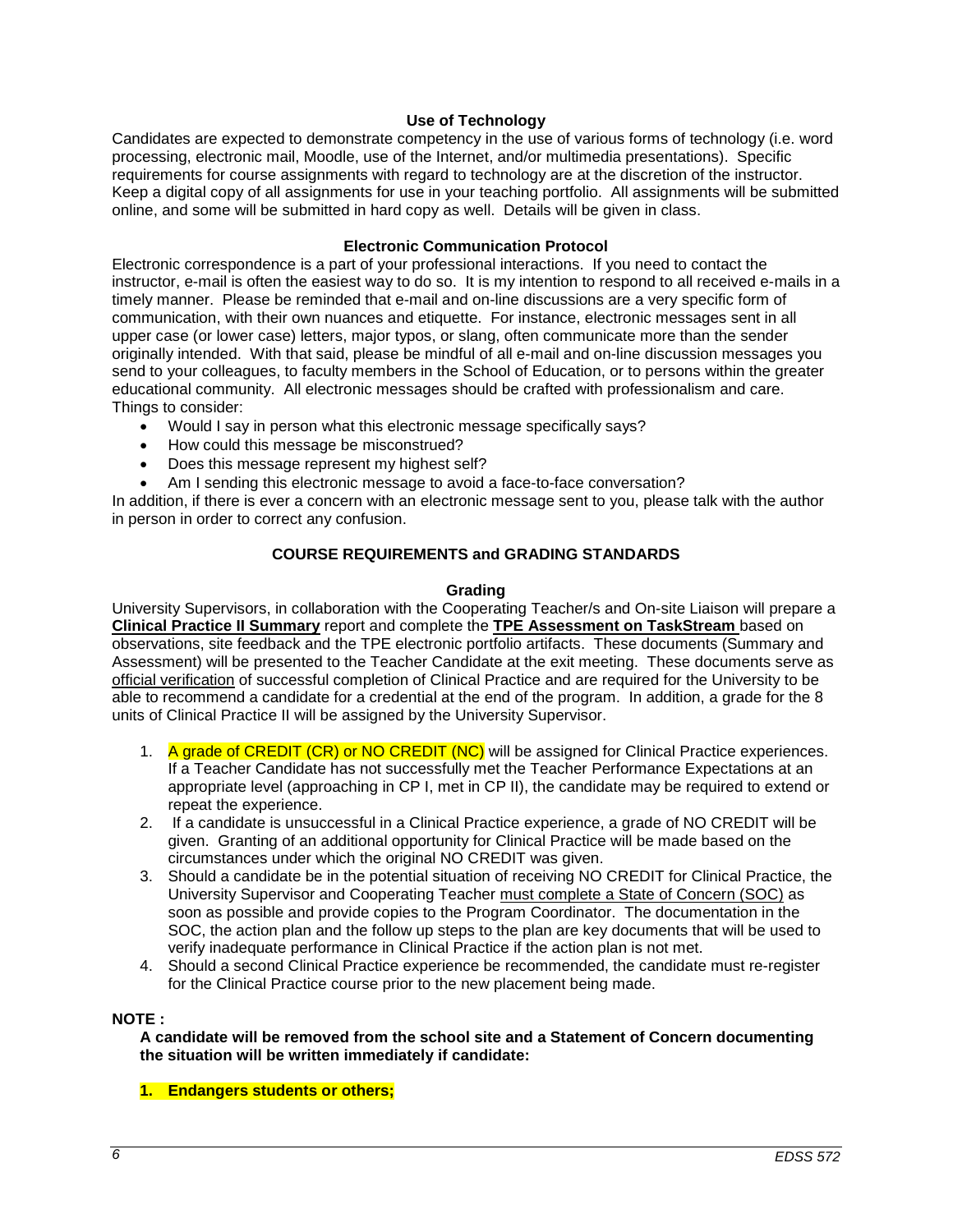### Use of Technology

Candidates are expected to demonstrate competency in the use of various forms of technology (i.e. word processing, electronic mail, Moodle, use of the Internet, and/or multimedia presentations). Specific requirements for course assignments with regard to technology are at the discretion of the instructor. Keep a digital copy of all assignments for use in your teaching portfolio. All assignments will be submitted online, and some will be submitted in hard copy as well. Details will be given in class.

### Electronic Communication Protocol

Electronic correspondence is a part of your professional interactions. If you need to contact the instructor, e-mail is often the easiest way to do so. It is my intention to respond to all received e-mails in a timely manner. Please be reminded that e-mail and on-line discussions are a very specific form of communication, with their own nuances and etiquette. For instance, electronic messages sent in all upper case (or lower case) letters, major typos, or slang, often communicate more than the sender originally intended. With that said, please be mindful of all e-mail and on-line discussion messages you send to your colleagues, to faculty members in the School of Education, or to persons within the greater educational community. All electronic messages should be crafted with professionalism and care.
Things to consider:

- Would I say in person what this electronic message specifically says?
- How could this message be misconstrued?
- Does this message represent my highest self?
- Am I sending this electronic message to avoid a face-to-face conversation?

In addition, if there is ever a concern with an electronic message sent to you, please talk with the author in person in order to correct any confusion.

## COURSE REQUIREMENTS and GRADING STANDARDS

### Grading

University Supervisors, in collaboration with the Cooperating Teacher/s and On-site Liaison will prepare a **Clinical Practice II Summary** report and complete the **TPE Assessment on TaskStream** based on observations, site feedback and the TPE electronic portfolio artifacts. These documents (Summary and Assessment) will be presented to the Teacher Candidate at the exit meeting. These documents serve as official verification of successful completion of Clinical Practice and are required for the University to be able to recommend a candidate for a credential at the end of the program. In addition, a grade for the 8 units of Clinical Practice II will be assigned by the University Supervisor.

1. A grade of CREDIT (CR) or NO CREDIT (NC) will be assigned for Clinical Practice experiences. If a Teacher Candidate has not successfully met the Teacher Performance Expectations at an appropriate level (approaching in CP I, met in CP II), the candidate may be required to extend or repeat the experience.
2. If a candidate is unsuccessful in a Clinical Practice experience, a grade of NO CREDIT will be given. Granting of an additional opportunity for Clinical Practice will be made based on the circumstances under which the original NO CREDIT was given.
3. Should a candidate be in the potential situation of receiving NO CREDIT for Clinical Practice, the University Supervisor and Cooperating Teacher must complete a State of Concern (SOC) as soon as possible and provide copies to the Program Coordinator. The documentation in the SOC, the action plan and the follow up steps to the plan are key documents that will be used to verify inadequate performance in Clinical Practice if the action plan is not met.
4. Should a second Clinical Practice experience be recommended, the candidate must re-register for the Clinical Practice course prior to the new placement being made.

**NOTE :**

**A candidate will be removed from the school site and a Statement of Concern documenting the situation will be written immediately if candidate:**

1. **Endangers students or others;**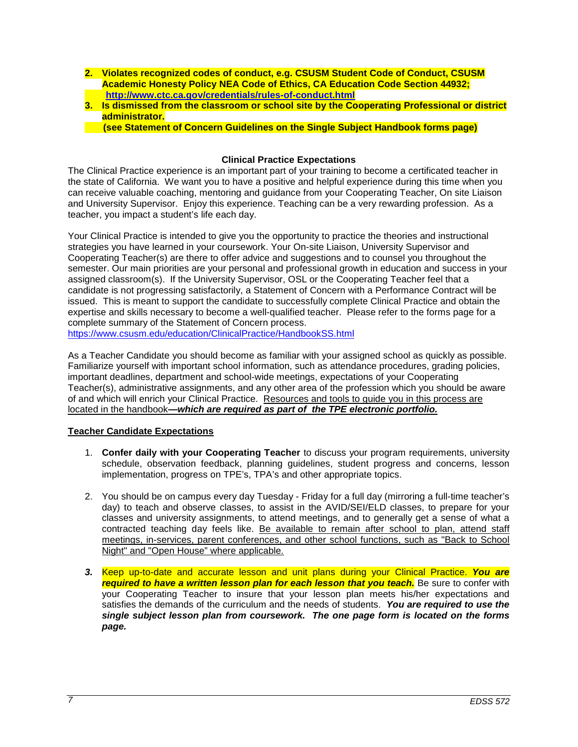2. **Violates recognized codes of conduct, e.g. CSUSM Student Code of Conduct, CSUSM Academic Honesty Policy NEA Code of Ethics, CA Education Code Section 44932; http://www.ctc.ca.gov/credentials/rules-of-conduct.html**
3. **Is dismissed from the classroom or school site by the Cooperating Professional or district administrator.**
   **(see Statement of Concern Guidelines on the Single Subject Handbook forms page)**

### Clinical Practice Expectations

The Clinical Practice experience is an important part of your training to become a certificated teacher in the state of California. We want you to have a positive and helpful experience during this time when you can receive valuable coaching, mentoring and guidance from your Cooperating Teacher, On site Liaison and University Supervisor. Enjoy this experience. Teaching can be a very rewarding profession. As a teacher, you impact a student's life each day.

Your Clinical Practice is intended to give you the opportunity to practice the theories and instructional strategies you have learned in your coursework. Your On-site Liaison, University Supervisor and Cooperating Teacher(s) are there to offer advice and suggestions and to counsel you throughout the semester. Our main priorities are your personal and professional growth in education and success in your assigned classroom(s). If the University Supervisor, OSL or the Cooperating Teacher feel that a candidate is not progressing satisfactorily, a Statement of Concern with a Performance Contract will be issued. This is meant to support the candidate to successfully complete Clinical Practice and obtain the expertise and skills necessary to become a well-qualified teacher. Please refer to the forms page for a complete summary of the Statement of Concern process.
https://www.csusm.edu/education/ClinicalPractice/HandbookSS.html

As a Teacher Candidate you should become as familiar with your assigned school as quickly as possible. Familiarize yourself with important school information, such as attendance procedures, grading policies, important deadlines, department and school-wide meetings, expectations of your Cooperating Teacher(s), administrative assignments, and any other area of the profession which you should be aware of and which will enrich your Clinical Practice. Resources and tools to guide you in this process are located in the handbook***—which are required as part of the TPE electronic portfolio.***

**Teacher Candidate Expectations**

1. **Confer daily with your Cooperating Teacher** to discuss your program requirements, university schedule, observation feedback, planning guidelines, student progress and concerns, lesson implementation, progress on TPE's, TPA's and other appropriate topics.

2. You should be on campus every day Tuesday - Friday for a full day (mirroring a full-time teacher's day) to teach and observe classes, to assist in the AVID/SEI/ELD classes, to prepare for your classes and university assignments, to attend meetings, and to generally get a sense of what a contracted teaching day feels like. Be available to remain after school to plan, attend staff meetings, in-services, parent conferences, and other school functions, such as "Back to School Night" and "Open House" where applicable.

3. Keep up-to-date and accurate lesson and unit plans during your Clinical Practice. ***You are required to have a written lesson plan for each lesson that you teach.*** Be sure to confer with your Cooperating Teacher to insure that your lesson plan meets his/her expectations and satisfies the demands of the curriculum and the needs of students. ***You are required to use the single subject lesson plan from coursework. The one page form is located on the forms page.***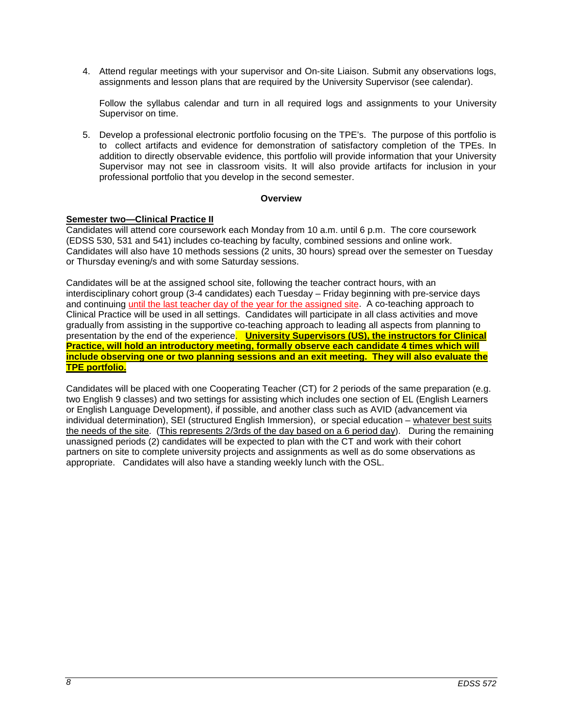4. Attend regular meetings with your supervisor and On-site Liaison. Submit any observations logs, assignments and lesson plans that are required by the University Supervisor (see calendar).

   Follow the syllabus calendar and turn in all required logs and assignments to your University Supervisor on time.

5. Develop a professional electronic portfolio focusing on the TPE's. The purpose of this portfolio is to collect artifacts and evidence for demonstration of satisfactory completion of the TPEs. In addition to directly observable evidence, this portfolio will provide information that your University Supervisor may not see in classroom visits. It will also provide artifacts for inclusion in your professional portfolio that you develop in the second semester.

**Overview**

**Semester two—Clinical Practice II**

Candidates will attend core coursework each Monday from 10 a.m. until 6 p.m. The core coursework (EDSS 530, 531 and 541) includes co-teaching by faculty, combined sessions and online work. Candidates will also have 10 methods sessions (2 units, 30 hours) spread over the semester on Tuesday or Thursday evening/s and with some Saturday sessions.

Candidates will be at the assigned school site, following the teacher contract hours, with an interdisciplinary cohort group (3-4 candidates) each Tuesday – Friday beginning with pre-service days and continuing until the last teacher day of the year for the assigned site. A co-teaching approach to Clinical Practice will be used in all settings. Candidates will participate in all class activities and move gradually from assisting in the supportive co-teaching approach to leading all aspects from planning to presentation by the end of the experience. **University Supervisors (US), the instructors for Clinical Practice, will hold an introductory meeting, formally observe each candidate 4 times which will include observing one or two planning sessions and an exit meeting. They will also evaluate the TPE portfolio.**

Candidates will be placed with one Cooperating Teacher (CT) for 2 periods of the same preparation (e.g. two English 9 classes) and two settings for assisting which includes one section of EL (English Learners or English Language Development), if possible, and another class such as AVID (advancement via individual determination), SEI (structured English Immersion), or special education – whatever best suits the needs of the site. (This represents 2/3rds of the day based on a 6 period day). During the remaining unassigned periods (2) candidates will be expected to plan with the CT and work with their cohort partners on site to complete university projects and assignments as well as do some observations as appropriate. Candidates will also have a standing weekly lunch with the OSL.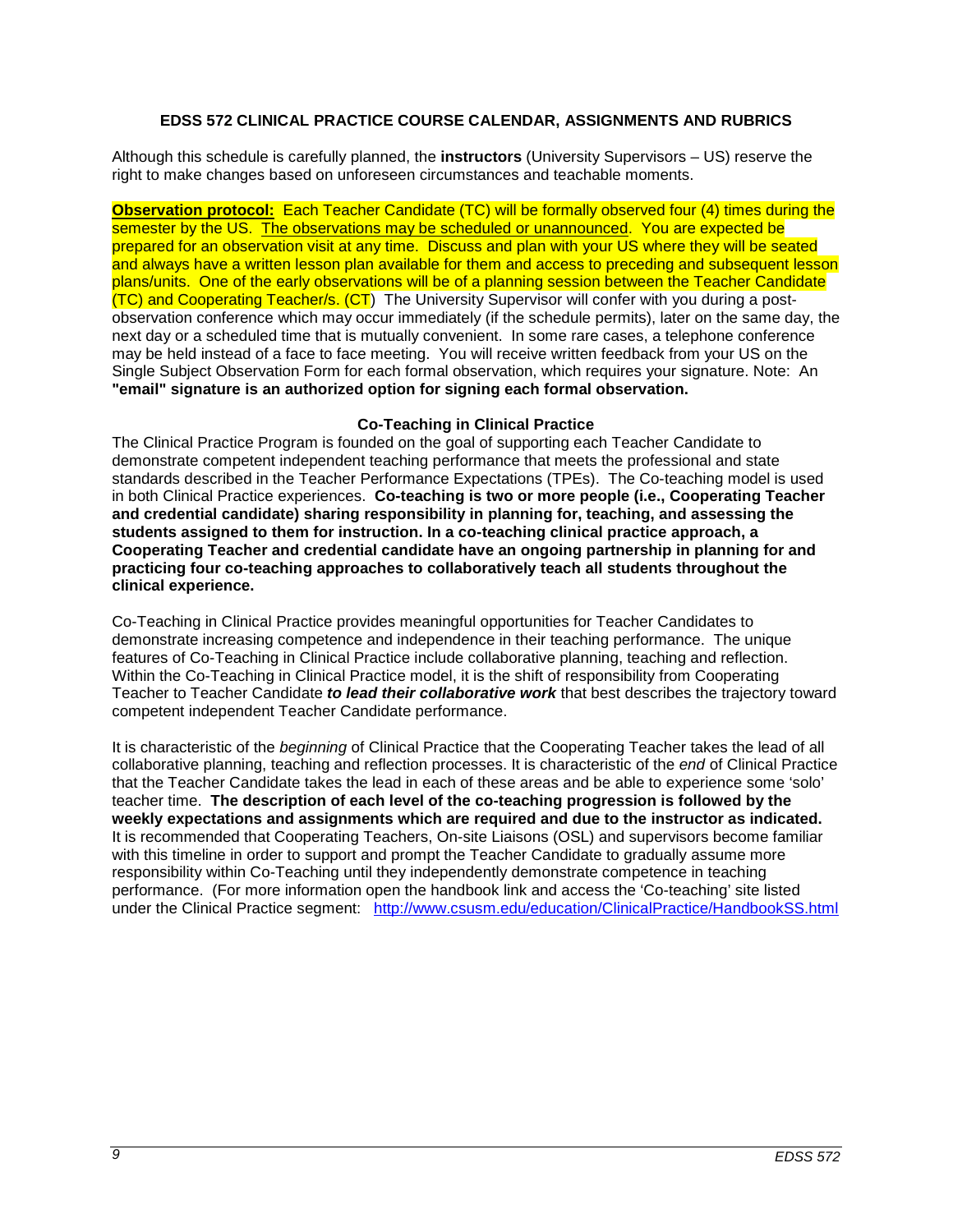### EDSS 572 CLINICAL PRACTICE COURSE CALENDAR, ASSIGNMENTS AND RUBRICS

Although this schedule is carefully planned, the **instructors** (University Supervisors – US) reserve the right to make changes based on unforeseen circumstances and teachable moments.

**Observation protocol:** Each Teacher Candidate (TC) will be formally observed four (4) times during the semester by the US. The observations may be scheduled or unannounced. You are expected be prepared for an observation visit at any time. Discuss and plan with your US where they will be seated and always have a written lesson plan available for them and access to preceding and subsequent lesson plans/units. One of the early observations will be of a planning session between the Teacher Candidate (TC) and Cooperating Teacher/s. (CT) The University Supervisor will confer with you during a post-observation conference which may occur immediately (if the schedule permits), later on the same day, the next day or a scheduled time that is mutually convenient. In some rare cases, a telephone conference may be held instead of a face to face meeting. You will receive written feedback from your US on the Single Subject Observation Form for each formal observation, which requires your signature. Note: An **"email" signature is an authorized option for signing each formal observation.**

#### Co-Teaching in Clinical Practice

The Clinical Practice Program is founded on the goal of supporting each Teacher Candidate to demonstrate competent independent teaching performance that meets the professional and state standards described in the Teacher Performance Expectations (TPEs). The Co-teaching model is used in both Clinical Practice experiences. **Co-teaching is two or more people (i.e., Cooperating Teacher and credential candidate) sharing responsibility in planning for, teaching, and assessing the students assigned to them for instruction. In a co-teaching clinical practice approach, a Cooperating Teacher and credential candidate have an ongoing partnership in planning for and practicing four co-teaching approaches to collaboratively teach all students throughout the clinical experience.**

Co-Teaching in Clinical Practice provides meaningful opportunities for Teacher Candidates to demonstrate increasing competence and independence in their teaching performance. The unique features of Co-Teaching in Clinical Practice include collaborative planning, teaching and reflection. Within the Co-Teaching in Clinical Practice model, it is the shift of responsibility from Cooperating Teacher to Teacher Candidate ***to lead their collaborative work*** that best describes the trajectory toward competent independent Teacher Candidate performance.

It is characteristic of the *beginning* of Clinical Practice that the Cooperating Teacher takes the lead of all collaborative planning, teaching and reflection processes. It is characteristic of the *end* of Clinical Practice that the Teacher Candidate takes the lead in each of these areas and be able to experience some 'solo' teacher time. **The description of each level of the co-teaching progression is followed by the weekly expectations and assignments which are required and due to the instructor as indicated.** It is recommended that Cooperating Teachers, On-site Liaisons (OSL) and supervisors become familiar with this timeline in order to support and prompt the Teacher Candidate to gradually assume more responsibility within Co-Teaching until they independently demonstrate competence in teaching performance. (For more information open the handbook link and access the 'Co-teaching' site listed under the Clinical Practice segment: http://www.csusm.edu/education/ClinicalPractice/HandbookSS.html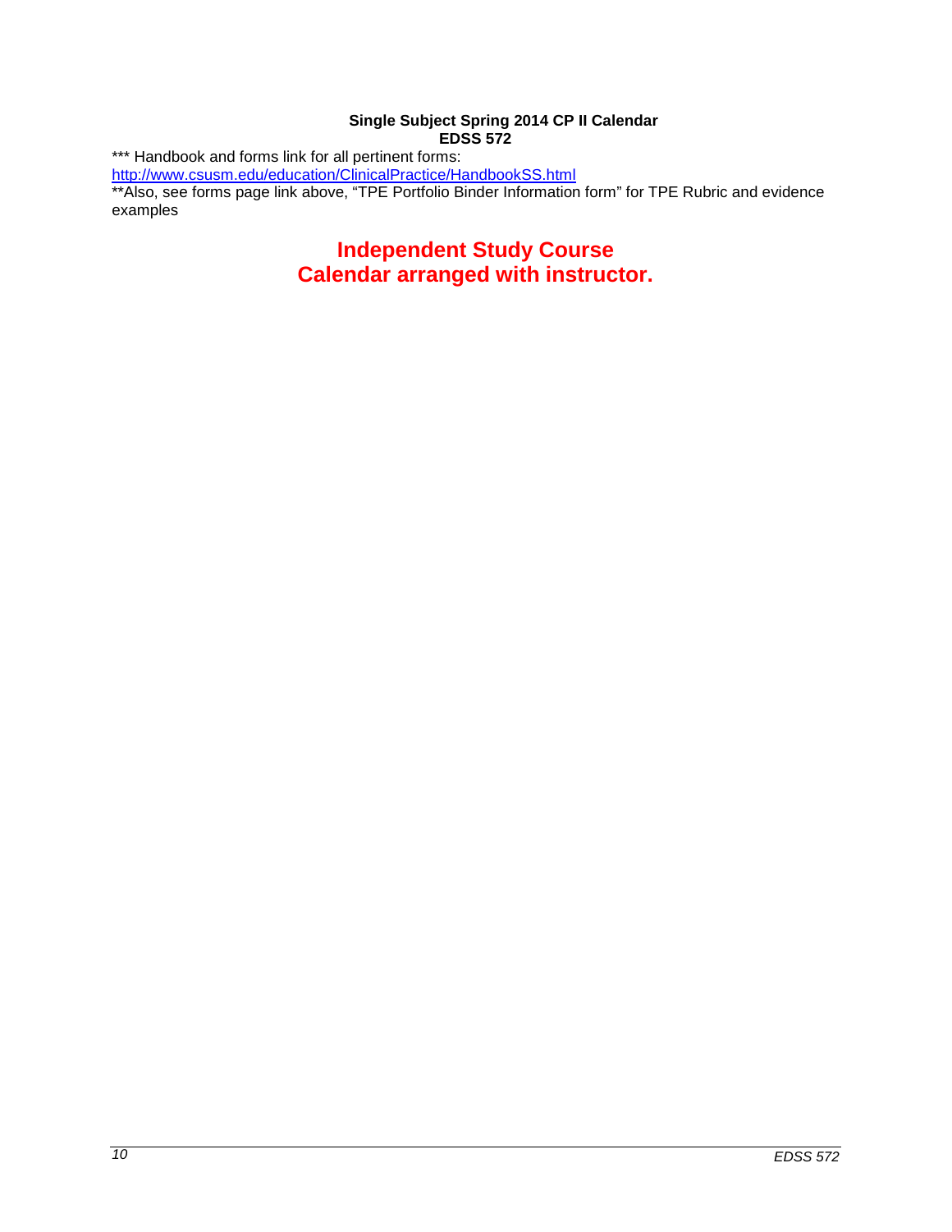**Single Subject Spring 2014 CP II Calendar**
**EDSS 572**

*** Handbook and forms link for all pertinent forms:
http://www.csusm.edu/education/ClinicalPractice/HandbookSS.html
**Also, see forms page link above, "TPE Portfolio Binder Information form" for TPE Rubric and evidence examples

## Independent Study Course
## Calendar arranged with instructor.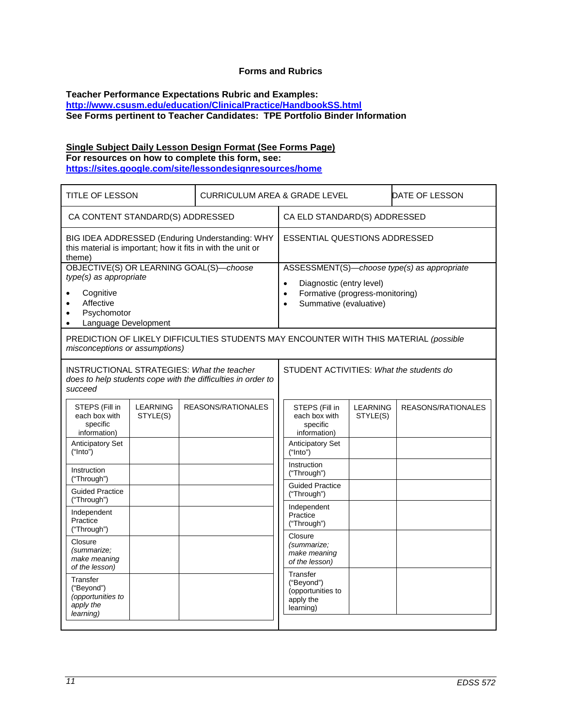## Forms and Rubrics

**Teacher Performance Expectations Rubric and Examples:**
**http://www.csusm.edu/education/ClinicalPractice/HandbookSS.html**
**See Forms pertinent to Teacher Candidates: TPE Portfolio Binder Information**

**Single Subject Daily Lesson Design Format (See Forms Page)**
**For resources on how to complete this form, see:**
**https://sites.google.com/site/lessondesignresources/home**

| TITLE OF LESSON | CURRICULUM AREA & GRADE LEVEL | DATE OF LESSON |
|---|---|---|

| CA CONTENT STANDARD(S) ADDRESSED | CA ELD STANDARD(S) ADDRESSED |
|---|---|
| BIG IDEA ADDRESSED (Enduring Understanding: WHY this material is important; how it fits in with the unit or theme) | ESSENTIAL QUESTIONS ADDRESSED |
| OBJECTIVE(S) OR LEARNING GOAL(S)—*choose type(s) as appropriate*<br>• Cognitive<br>• Affective<br>• Psychomotor<br>• Language Development | ASSESSMENT(S)—*choose type(s) as appropriate*<br>• Diagnostic (entry level)<br>• Formative (progress-monitoring)<br>• Summative (evaluative) |

PREDICTION OF LIKELY DIFFICULTIES STUDENTS MAY ENCOUNTER WITH THIS MATERIAL *(possible misconceptions or assumptions)*

INSTRUCTIONAL STRATEGIES: *What the teacher does to help students cope with the difficulties in order to succeed*

| STEPS (Fill in each box with specific information) | LEARNING STYLE(S) | REASONS/RATIONALES |
|---|---|---|
| Anticipatory Set ("Into") | | |
| Instruction ("Through") | | |
| Guided Practice ("Through") | | |
| Independent Practice ("Through") | | |
| Closure *(summarize; make meaning of the lesson)* | | |
| Transfer ("Beyond") *(opportunities to apply the learning)* | | |

STUDENT ACTIVITIES: *What the students do*

| STEPS (Fill in each box with specific information) | LEARNING STYLE(S) | REASONS/RATIONALES |
|---|---|---|
| Anticipatory Set ("Into") | | |
| Instruction ("Through") | | |
| Guided Practice ("Through") | | |
| Independent Practice ("Through") | | |
| Closure *(summarize; make meaning of the lesson)* | | |
| Transfer ("Beyond") (opportunities to apply the learning) | | |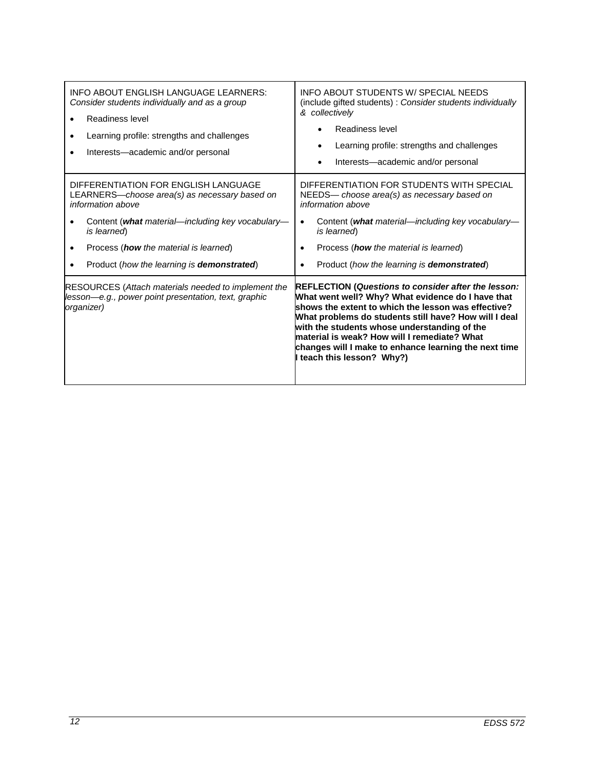| INFO ABOUT ENGLISH LANGUAGE LEARNERS: *Consider students individually and as a group*<br>• Readiness level<br>• Learning profile: strengths and challenges<br>• Interests—academic and/or personal | INFO ABOUT STUDENTS W/ SPECIAL NEEDS (include gifted students) : *Consider students individually & collectively*<br>• Readiness level<br>• Learning profile: strengths and challenges<br>• Interests—academic and/or personal |
|---|---|
| DIFFERENTIATION FOR ENGLISH LANGUAGE LEARNERS—*choose area(s) as necessary based on information above*<br>• Content (***what*** *material—including key vocabulary—is learned*)<br>• Process (***how*** *the material is learned*)<br>• Product (*how the learning is* ***demonstrated***) | DIFFERENTIATION FOR STUDENTS WITH SPECIAL NEEDS— *choose area(s) as necessary based on information above*<br>• Content (***what*** *material—including key vocabulary—is learned*)<br>• Process (***how*** *the material is learned*)<br>• Product (*how the learning is* ***demonstrated***) |
| RESOURCES (*Attach materials needed to implement the lesson—e.g., power point presentation, text, graphic organizer)* | **REFLECTION (*Questions to consider after the lesson:* What went well? Why? What evidence do I have that shows the extent to which the lesson was effective? What problems do students still have? How will I deal with the students whose understanding of the material is weak? How will I remediate? What changes will I make to enhance learning the next time I teach this lesson? Why?)** |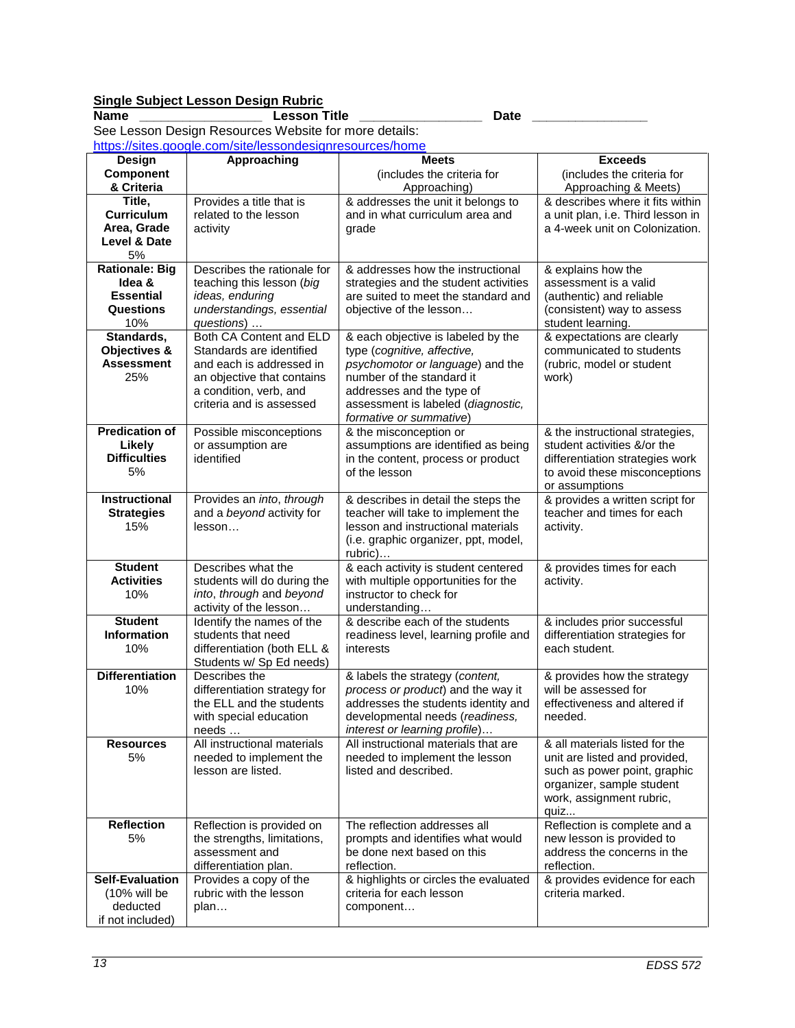**Single Subject Lesson Design Rubric**

**Name** ________________ **Lesson Title** ________________ **Date** ________________

See Lesson Design Resources Website for more details:
https://sites.google.com/site/lessondesignresources/home

| Design Component & Criteria | Approaching | Meets (includes the criteria for Approaching) | Exceeds (includes the criteria for Approaching & Meets) |
|---|---|---|---|
| **Title, Curriculum Area, Grade Level & Date** 5% | Provides a title that is related to the lesson activity | & addresses the unit it belongs to and in what curriculum area and grade | & describes where it fits within a unit plan, i.e. Third lesson in a 4-week unit on Colonization. |
| **Rationale: Big Idea & Essential Questions** 10% | Describes the rationale for teaching this lesson (*big ideas, enduring understandings, essential questions*) … | & addresses how the instructional strategies and the student activities are suited to meet the standard and objective of the lesson… | & explains how the assessment is a valid (authentic) and reliable (consistent) way to assess student learning. |
| **Standards, Objectives & Assessment** 25% | Both CA Content and ELD Standards are identified and each is addressed in an objective that contains a condition, verb, and criteria and is assessed | & each objective is labeled by the type (*cognitive, affective, psychomotor or language*) and the number of the standard it addresses and the type of assessment is labeled (*diagnostic, formative or summative*) | & expectations are clearly communicated to students (rubric, model or student work) |
| **Predication of Likely Difficulties** 5% | Possible misconceptions or assumption are identified | & the misconception or assumptions are identified as being in the content, process or product of the lesson | & the instructional strategies, student activities &/or the differentiation strategies work to avoid these misconceptions or assumptions |
| **Instructional Strategies** 15% | Provides an *into, through* and a *beyond* activity for lesson… | & describes in detail the steps the teacher will take to implement the lesson and instructional materials (i.e. graphic organizer, ppt, model, rubric)… | & provides a written script for teacher and times for each activity. |
| **Student Activities** 10% | Describes what the students will do during the *into*, *through* and *beyond* activity of the lesson… | & each activity is student centered with multiple opportunities for the instructor to check for understanding… | & provides times for each activity. |
| **Student Information** 10% | Identify the names of the students that need differentiation (both ELL & Students w/ Sp Ed needs) | & describe each of the students readiness level, learning profile and interests | & includes prior successful differentiation strategies for each student. |
| **Differentiation** 10% | Describes the differentiation strategy for the ELL and the students with special education needs … | & labels the strategy (*content, process or product*) and the way it addresses the students identity and developmental needs (*readiness, interest or learning profile*)… | & provides how the strategy will be assessed for effectiveness and altered if needed. |
| **Resources** 5% | All instructional materials needed to implement the lesson are listed. | All instructional materials that are needed to implement the lesson listed and described. | & all materials listed for the unit are listed and provided, such as power point, graphic organizer, sample student work, assignment rubric, quiz... |
| **Reflection** 5% | Reflection is provided on the strengths, limitations, assessment and differentiation plan. | The reflection addresses all prompts and identifies what would be done next based on this reflection. | Reflection is complete and a new lesson is provided to address the concerns in the reflection. |
| **Self-Evaluation** (10% will be deducted if not included) | Provides a copy of the rubric with the lesson plan… | & highlights or circles the evaluated criteria for each lesson component… | & provides evidence for each criteria marked. |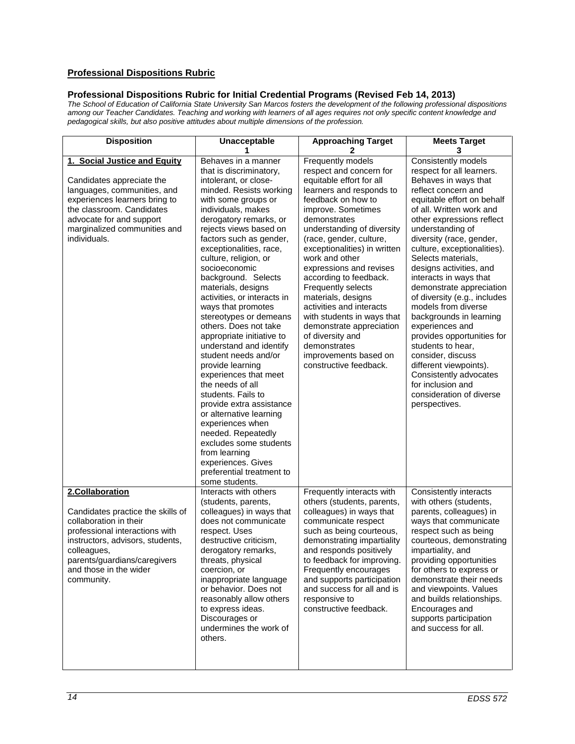## Professional Dispositions Rubric

### Professional Dispositions Rubric for Initial Credential Programs (Revised Feb 14, 2013)

*The School of Education of California State University San Marcos fosters the development of the following professional dispositions among our Teacher Candidates. Teaching and working with learners of all ages requires not only specific content knowledge and pedagogical skills, but also positive attitudes about multiple dimensions of the profession.*

| Disposition | Unacceptable 1 | Approaching Target 2 | Meets Target 3 |
|---|---|---|---|
| **1. Social Justice and Equity**<br><br>Candidates appreciate the languages, communities, and experiences learners bring to the classroom. Candidates advocate for and support marginalized communities and individuals. | Behaves in a manner that is discriminatory, intolerant, or close-minded. Resists working with some groups or individuals, makes derogatory remarks, or rejects views based on factors such as gender, exceptionalities, race, culture, religion, or socioeconomic background. Selects materials, designs activities, or interacts in ways that promotes stereotypes or demeans others. Does not take appropriate initiative to understand and identify student needs and/or provide learning experiences that meet the needs of all students. Fails to provide extra assistance or alternative learning experiences when needed. Repeatedly excludes some students from learning experiences. Gives preferential treatment to some students. | Frequently models respect and concern for equitable effort for all learners and responds to feedback on how to improve. Sometimes demonstrates understanding of diversity (race, gender, culture, exceptionalities) in written work and other expressions and revises according to feedback. Frequently selects materials, designs activities and interacts with students in ways that demonstrate appreciation of diversity and demonstrates improvements based on constructive feedback. | Consistently models respect for all learners. Behaves in ways that reflect concern and equitable effort on behalf of all. Written work and other expressions reflect understanding of diversity (race, gender, culture, exceptionalities). Selects materials, designs activities, and interacts in ways that demonstrate appreciation of diversity (e.g., includes models from diverse backgrounds in learning experiences and provides opportunities for students to hear, consider, discuss different viewpoints). Consistently advocates for inclusion and consideration of diverse perspectives. |
| **2.Collaboration**<br><br>Candidates practice the skills of collaboration in their professional interactions with instructors, advisors, students, colleagues, parents/guardians/caregivers and those in the wider community. | Interacts with others (students, parents, colleagues) in ways that does not communicate respect. Uses destructive criticism, derogatory remarks, threats, physical coercion, or inappropriate language or behavior. Does not reasonably allow others to express ideas. Discourages or undermines the work of others. | Frequently interacts with others (students, parents, colleagues) in ways that communicate respect such as being courteous, demonstrating impartiality and responds positively to feedback for improving. Frequently encourages and supports participation and success for all and is responsive to constructive feedback. | Consistently interacts with others (students, parents, colleagues) in ways that communicate respect such as being courteous, demonstrating impartiality, and providing opportunities for others to express or demonstrate their needs and viewpoints. Values and builds relationships. Encourages and supports participation and success for all. |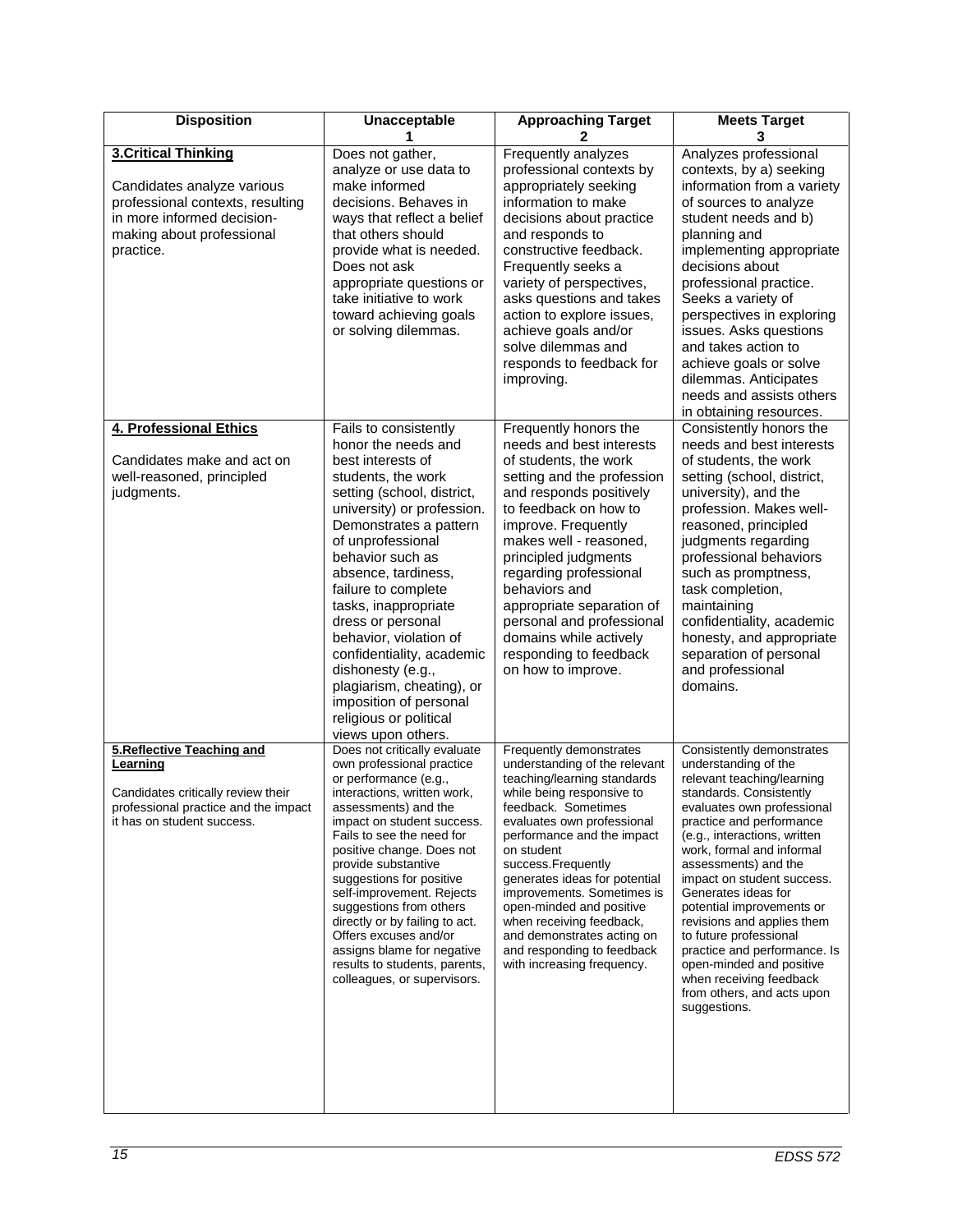| Disposition | Unacceptable<br>1 | Approaching Target<br>2 | Meets Target<br>3 |
|---|---|---|---|
| **3.Critical Thinking**<br><br>Candidates analyze various professional contexts, resulting in more informed decision-making about professional practice. | Does not gather, analyze or use data to make informed decisions. Behaves in ways that reflect a belief that others should provide what is needed. Does not ask appropriate questions or take initiative to work toward achieving goals or solving dilemmas. | Frequently analyzes professional contexts by appropriately seeking information to make decisions about practice and responds to constructive feedback. Frequently seeks a variety of perspectives, asks questions and takes action to explore issues, achieve goals and/or solve dilemmas and responds to feedback for improving. | Analyzes professional contexts, by a) seeking information from a variety of sources to analyze student needs and b) planning and implementing appropriate decisions about professional practice. Seeks a variety of perspectives in exploring issues. Asks questions and takes action to achieve goals or solve dilemmas. Anticipates needs and assists others in obtaining resources. |
| **4. Professional Ethics**<br><br>Candidates make and act on well-reasoned, principled judgments. | Fails to consistently honor the needs and best interests of students, the work setting (school, district, university) or profession. Demonstrates a pattern of unprofessional behavior such as absence, tardiness, failure to complete tasks, inappropriate dress or personal behavior, violation of confidentiality, academic dishonesty (e.g., plagiarism, cheating), or imposition of personal religious or political views upon others. | Frequently honors the needs and best interests of students, the work setting and the profession and responds positively to feedback on how to improve. Frequently makes well - reasoned, principled judgments regarding professional behaviors and appropriate separation of personal and professional domains while actively responding to feedback on how to improve. | Consistently honors the needs and best interests of students, the work setting (school, district, university), and the profession. Makes well-reasoned, principled judgments regarding professional behaviors such as promptness, task completion, maintaining confidentiality, academic honesty, and appropriate separation of personal and professional domains. |
| **5.Reflective Teaching and Learning**<br><br>Candidates critically review their professional practice and the impact it has on student success. | Does not critically evaluate own professional practice or performance (e.g., interactions, written work, assessments) and the impact on student success. Fails to see the need for positive change. Does not provide substantive suggestions for positive self-improvement. Rejects suggestions from others directly or by failing to act. Offers excuses and/or assigns blame for negative results to students, parents, colleagues, or supervisors. | Frequently demonstrates understanding of the relevant teaching/learning standards while being responsive to feedback. Sometimes evaluates own professional performance and the impact on student success.Frequently generates ideas for potential improvements. Sometimes is open-minded and positive when receiving feedback, and demonstrates acting on and responding to feedback with increasing frequency. | Consistently demonstrates understanding of the relevant teaching/learning standards. Consistently evaluates own professional practice and performance (e.g., interactions, written work, formal and informal assessments) and the impact on student success. Generates ideas for potential improvements or revisions and applies them to future professional practice and performance. Is open-minded and positive when receiving feedback from others, and acts upon suggestions. |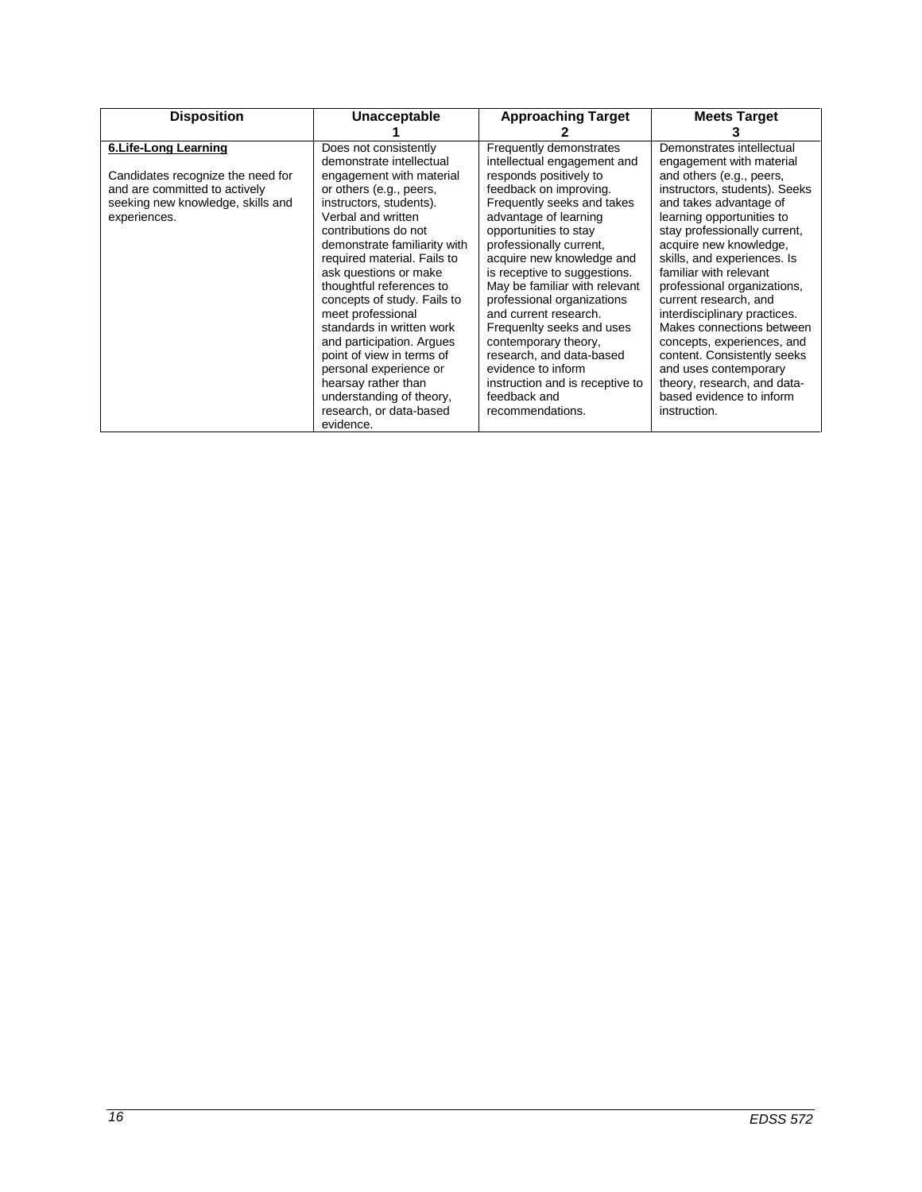| Disposition | Unacceptable<br>1 | Approaching Target<br>2 | Meets Target<br>3 |
|---|---|---|---|
| **6.Life-Long Learning**<br><br>Candidates recognize the need for and are committed to actively seeking new knowledge, skills and experiences. | Does not consistently demonstrate intellectual engagement with material or others (e.g., peers, instructors, students). Verbal and written contributions do not demonstrate familiarity with required material. Fails to ask questions or make thoughtful references to concepts of study. Fails to meet professional standards in written work and participation. Argues point of view in terms of personal experience or hearsay rather than understanding of theory, research, or data-based evidence. | Frequently demonstrates intellectual engagement and responds positively to feedback on improving. Frequently seeks and takes advantage of learning opportunities to stay professionally current, acquire new knowledge and is receptive to suggestions. May be familiar with relevant professional organizations and current research. Frequenlty seeks and uses contemporary theory, research, and data-based evidence to inform instruction and is receptive to feedback and recommendations. | Demonstrates intellectual engagement with material and others (e.g., peers, instructors, students). Seeks and takes advantage of learning opportunities to stay professionally current, acquire new knowledge, skills, and experiences. Is familiar with relevant professional organizations, current research, and interdisciplinary practices. Makes connections between concepts, experiences, and content. Consistently seeks and uses contemporary theory, research, and data-based evidence to inform instruction. |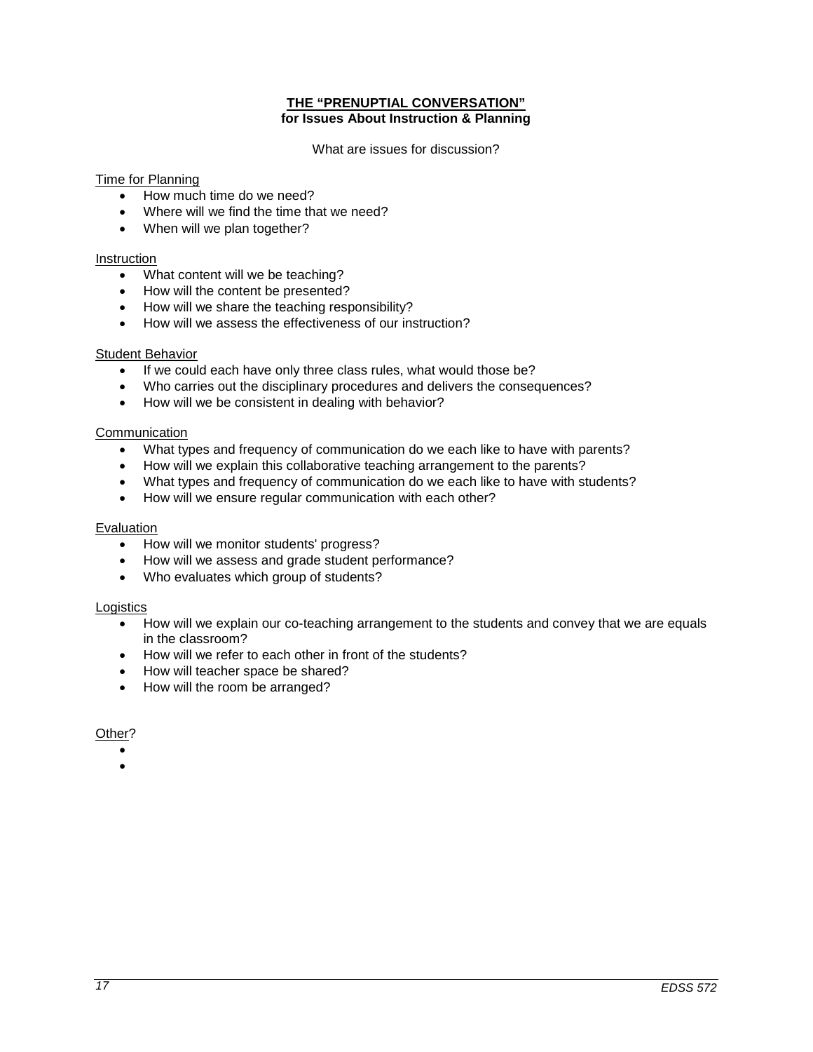# THE "PRENUPTIAL CONVERSATION"
**for Issues About Instruction & Planning**

What are issues for discussion?

Time for Planning
- How much time do we need?
- Where will we find the time that we need?
- When will we plan together?

Instruction
- What content will we be teaching?
- How will the content be presented?
- How will we share the teaching responsibility?
- How will we assess the effectiveness of our instruction?

Student Behavior
- If we could each have only three class rules, what would those be?
- Who carries out the disciplinary procedures and delivers the consequences?
- How will we be consistent in dealing with behavior?

Communication
- What types and frequency of communication do we each like to have with parents?
- How will we explain this collaborative teaching arrangement to the parents?
- What types and frequency of communication do we each like to have with students?
- How will we ensure regular communication with each other?

Evaluation
- How will we monitor students' progress?
- How will we assess and grade student performance?
- Who evaluates which group of students?

Logistics
- How will we explain our co-teaching arrangement to the students and convey that we are equals in the classroom?
- How will we refer to each other in front of the students?
- How will teacher space be shared?
- How will the room be arranged?

Other?
-
-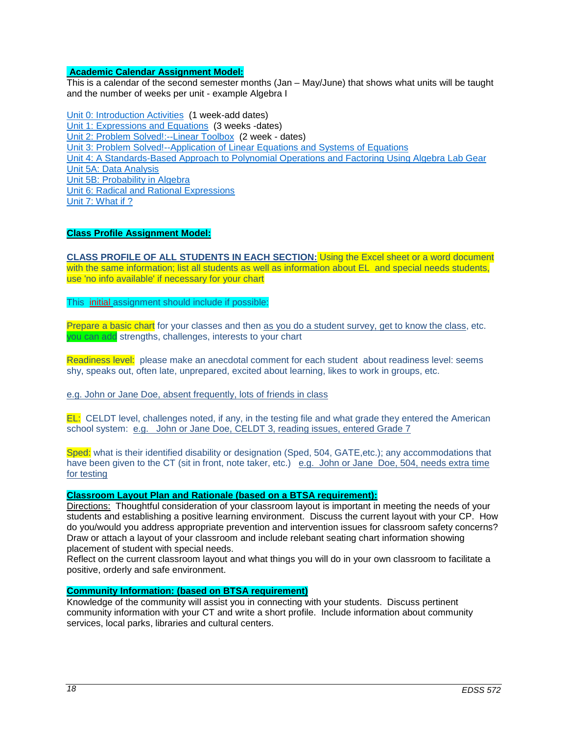**Academic Calendar Assignment Model:**

This is a calendar of the second semester months (Jan – May/June) that shows what units will be taught and the number of weeks per unit - example Algebra I

Unit 0: Introduction Activities (1 week-add dates)
Unit 1: Expressions and Equations (3 weeks -dates)
Unit 2: Problem Solved!:--Linear Toolbox (2 week - dates)
Unit 3: Problem Solved!--Application of Linear Equations and Systems of Equations
Unit 4: A Standards-Based Approach to Polynomial Operations and Factoring Using Algebra Lab Gear
Unit 5A: Data Analysis
Unit 5B: Probability in Algebra
Unit 6: Radical and Rational Expressions
Unit 7: What if ?

**Class Profile Assignment Model:**

**CLASS PROFILE OF ALL STUDENTS IN EACH SECTION:** Using the Excel sheet or a word document with the same information; list all students as well as information about EL and special needs students, use 'no info available' if necessary for your chart

This initial assignment should include if possible:

Prepare a basic chart for your classes and then as you do a student survey, get to know the class, etc. you can add strengths, challenges, interests to your chart

Readiness level: please make an anecdotal comment for each student about readiness level: seems shy, speaks out, often late, unprepared, excited about learning, likes to work in groups, etc.

e.g. John or Jane Doe, absent frequently, lots of friends in class

EL: CELDT level, challenges noted, if any, in the testing file and what grade they entered the American school system: e.g. John or Jane Doe, CELDT 3, reading issues, entered Grade 7

Sped: what is their identified disability or designation (Sped, 504, GATE,etc.); any accommodations that have been given to the CT (sit in front, note taker, etc.) e.g. John or Jane Doe, 504, needs extra time for testing

**Classroom Layout Plan and Rationale (based on a BTSA requirement):**

Directions: Thoughtful consideration of your classroom layout is important in meeting the needs of your students and establishing a positive learning environment. Discuss the current layout with your CP. How do you/would you address appropriate prevention and intervention issues for classroom safety concerns? Draw or attach a layout of your classroom and include relebant seating chart information showing placement of student with special needs.

Reflect on the current classroom layout and what things you will do in your own classroom to facilitate a positive, orderly and safe environment.

**Community Information: (based on BTSA requirement)**

Knowledge of the community will assist you in connecting with your students. Discuss pertinent community information with your CT and write a short profile. Include information about community services, local parks, libraries and cultural centers.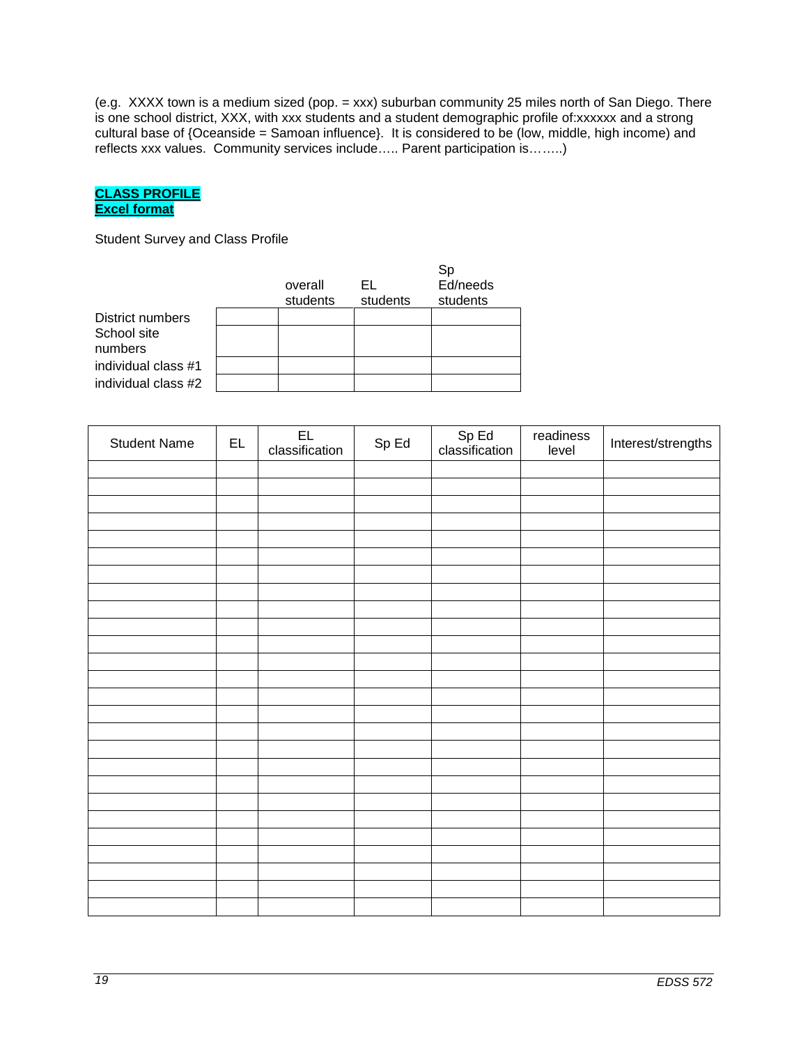(e.g. XXXX town is a medium sized (pop. = xxx) suburban community 25 miles north of San Diego. There is one school district, XXX, with xxx students and a student demographic profile of:xxxxxx and a strong cultural base of {Oceanside = Samoan influence}. It is considered to be (low, middle, high income) and reflects xxx values. Community services include….. Parent participation is……..)

**CLASS PROFILE**
**Excel format**

Student Survey and Class Profile

| | | overall students | EL students | Sp Ed/needs students |
|---|---|---|---|---|
| District numbers | | | | |
| School site numbers | | | | |
| individual class #1 | | | | |
| individual class #2 | | | | |

| Student Name | EL | EL classification | Sp Ed | Sp Ed classification | readiness level | Interest/strengths |
|---|---|---|---|---|---|---|
| | | | | | | |
| | | | | | | |
| | | | | | | |
| | | | | | | |
| | | | | | | |
| | | | | | | |
| | | | | | | |
| | | | | | | |
| | | | | | | |
| | | | | | | |
| | | | | | | |
| | | | | | | |
| | | | | | | |
| | | | | | | |
| | | | | | | |
| | | | | | | |
| | | | | | | |
| | | | | | | |
| | | | | | | |
| | | | | | | |
| | | | | | | |
| | | | | | | |
| | | | | | | |
| | | | | | | |
| | | | | | | |
| | | | | | | |